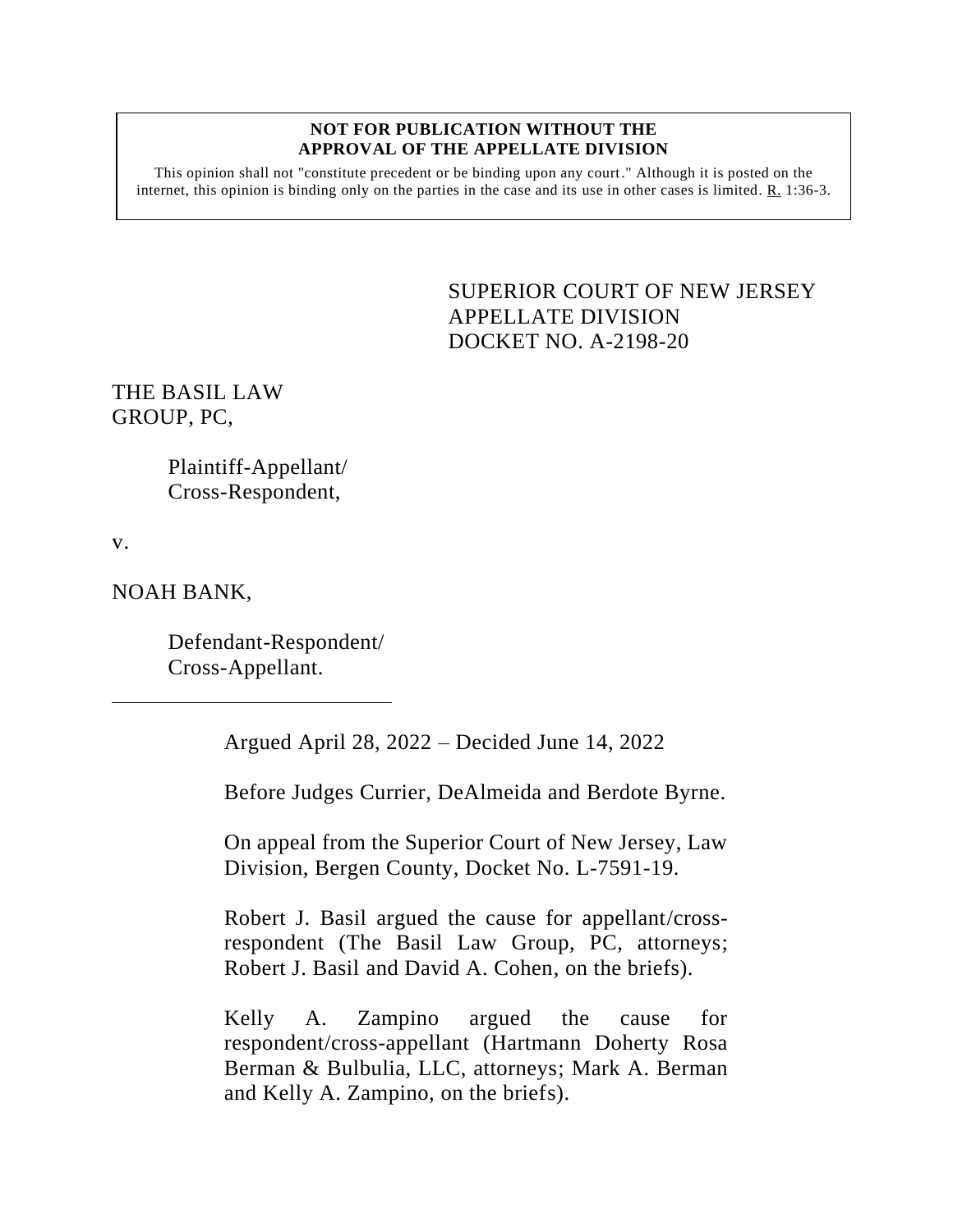**NOT FOR PUBLICATION WITHOUT THE APPROVAL OF THE APPELLATE DIVISION**

This opinion shall not "constitute precedent or be binding upon any court." Although it is posted on the internet, this opinion is binding only on the parties in the case and its use in other cases is limited. R. 1:36-3.

SUPERIOR COURT OF NEW JERSEY
APPELLATE DIVISION
DOCKET NO. A-2198-20

THE BASIL LAW GROUP, PC,

Plaintiff-Appellant/
Cross-Respondent,

v.

NOAH BANK,

Defendant-Respondent/
Cross-Appellant.

---

Argued April 28, 2022 – Decided June 14, 2022

Before Judges Currier, DeAlmeida and Berdote Byrne.

On appeal from the Superior Court of New Jersey, Law Division, Bergen County, Docket No. L-7591-19.

Robert J. Basil argued the cause for appellant/cross-respondent (The Basil Law Group, PC, attorneys; Robert J. Basil and David A. Cohen, on the briefs).

Kelly A. Zampino argued the cause for respondent/cross-appellant (Hartmann Doherty Rosa Berman & Bulbulia, LLC, attorneys; Mark A. Berman and Kelly A. Zampino, on the briefs).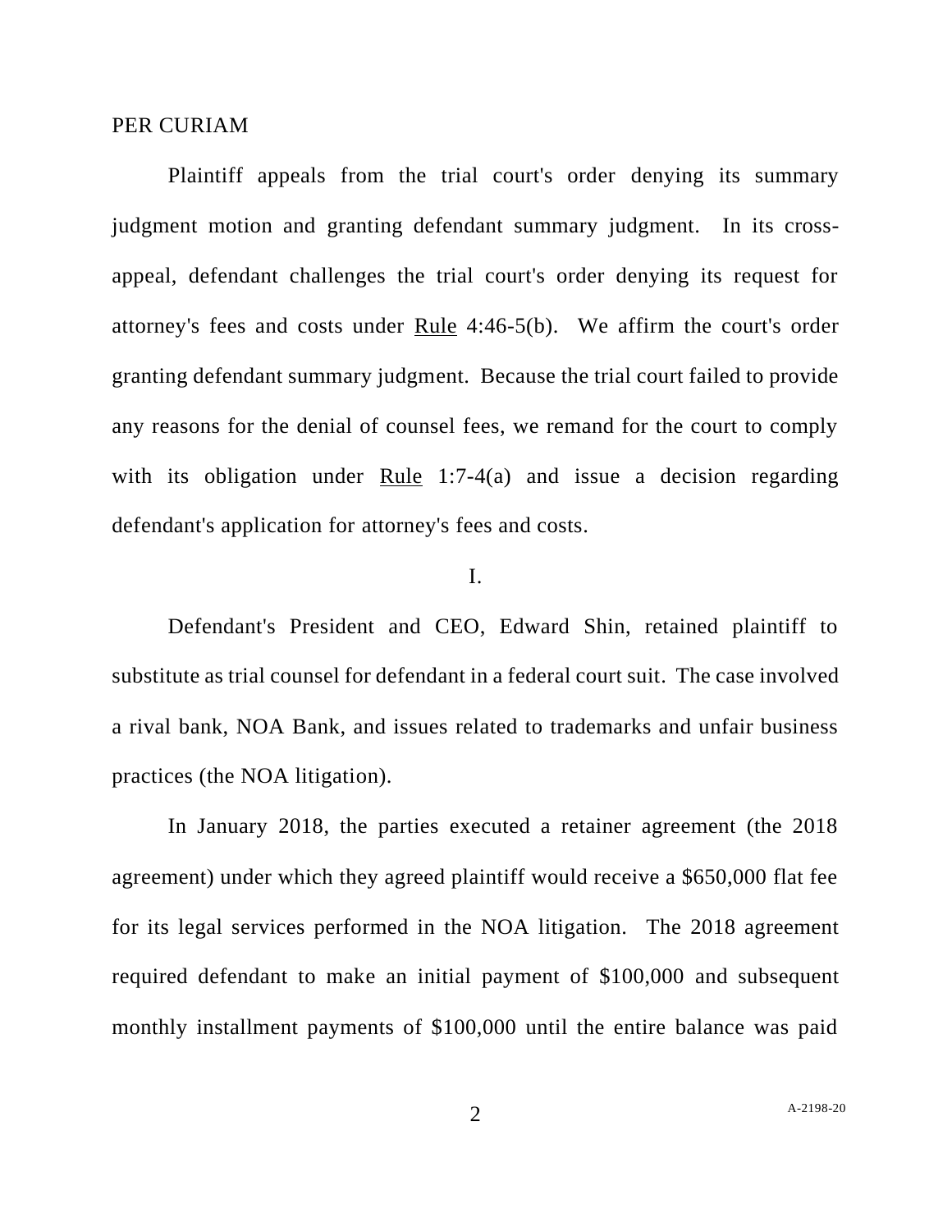PER CURIAM

Plaintiff appeals from the trial court's order denying its summary judgment motion and granting defendant summary judgment. In its cross-appeal, defendant challenges the trial court's order denying its request for attorney's fees and costs under Rule 4:46-5(b). We affirm the court's order granting defendant summary judgment. Because the trial court failed to provide any reasons for the denial of counsel fees, we remand for the court to comply with its obligation under Rule 1:7-4(a) and issue a decision regarding defendant's application for attorney's fees and costs.

I.

Defendant's President and CEO, Edward Shin, retained plaintiff to substitute as trial counsel for defendant in a federal court suit. The case involved a rival bank, NOA Bank, and issues related to trademarks and unfair business practices (the NOA litigation).

In January 2018, the parties executed a retainer agreement (the 2018 agreement) under which they agreed plaintiff would receive a $650,000 flat fee for its legal services performed in the NOA litigation. The 2018 agreement required defendant to make an initial payment of $100,000 and subsequent monthly installment payments of $100,000 until the entire balance was paid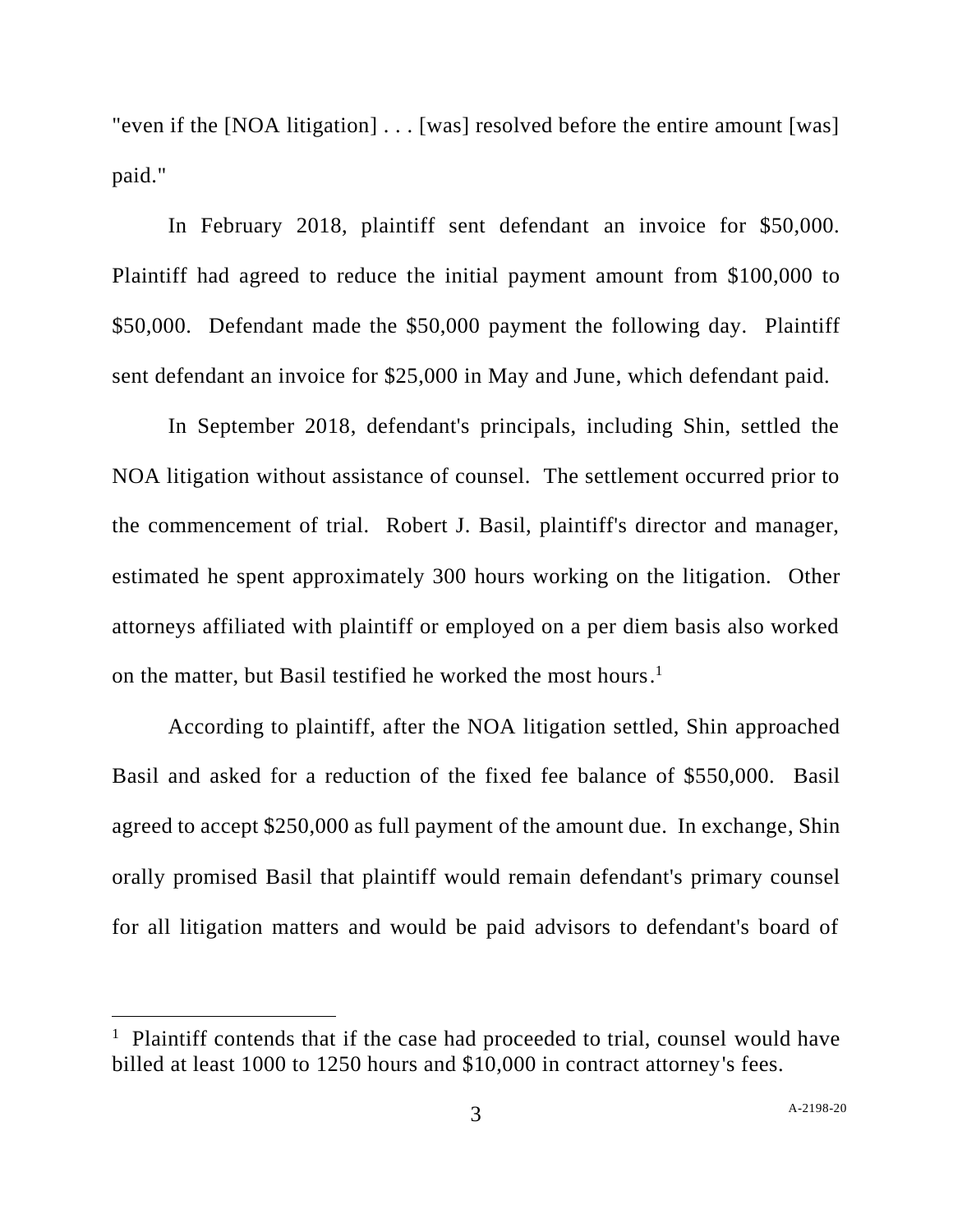"even if the [NOA litigation] . . . [was] resolved before the entire amount [was] paid."

In February 2018, plaintiff sent defendant an invoice for $50,000. Plaintiff had agreed to reduce the initial payment amount from $100,000 to $50,000. Defendant made the $50,000 payment the following day. Plaintiff sent defendant an invoice for $25,000 in May and June, which defendant paid.

In September 2018, defendant's principals, including Shin, settled the NOA litigation without assistance of counsel. The settlement occurred prior to the commencement of trial. Robert J. Basil, plaintiff's director and manager, estimated he spent approximately 300 hours working on the litigation. Other attorneys affiliated with plaintiff or employed on a per diem basis also worked on the matter, but Basil testified he worked the most hours.[1]

According to plaintiff, after the NOA litigation settled, Shin approached Basil and asked for a reduction of the fixed fee balance of $550,000. Basil agreed to accept $250,000 as full payment of the amount due. In exchange, Shin orally promised Basil that plaintiff would remain defendant's primary counsel for all litigation matters and would be paid advisors to defendant's board of

---

[1] Plaintiff contends that if the case had proceeded to trial, counsel would have billed at least 1000 to 1250 hours and $10,000 in contract attorney's fees.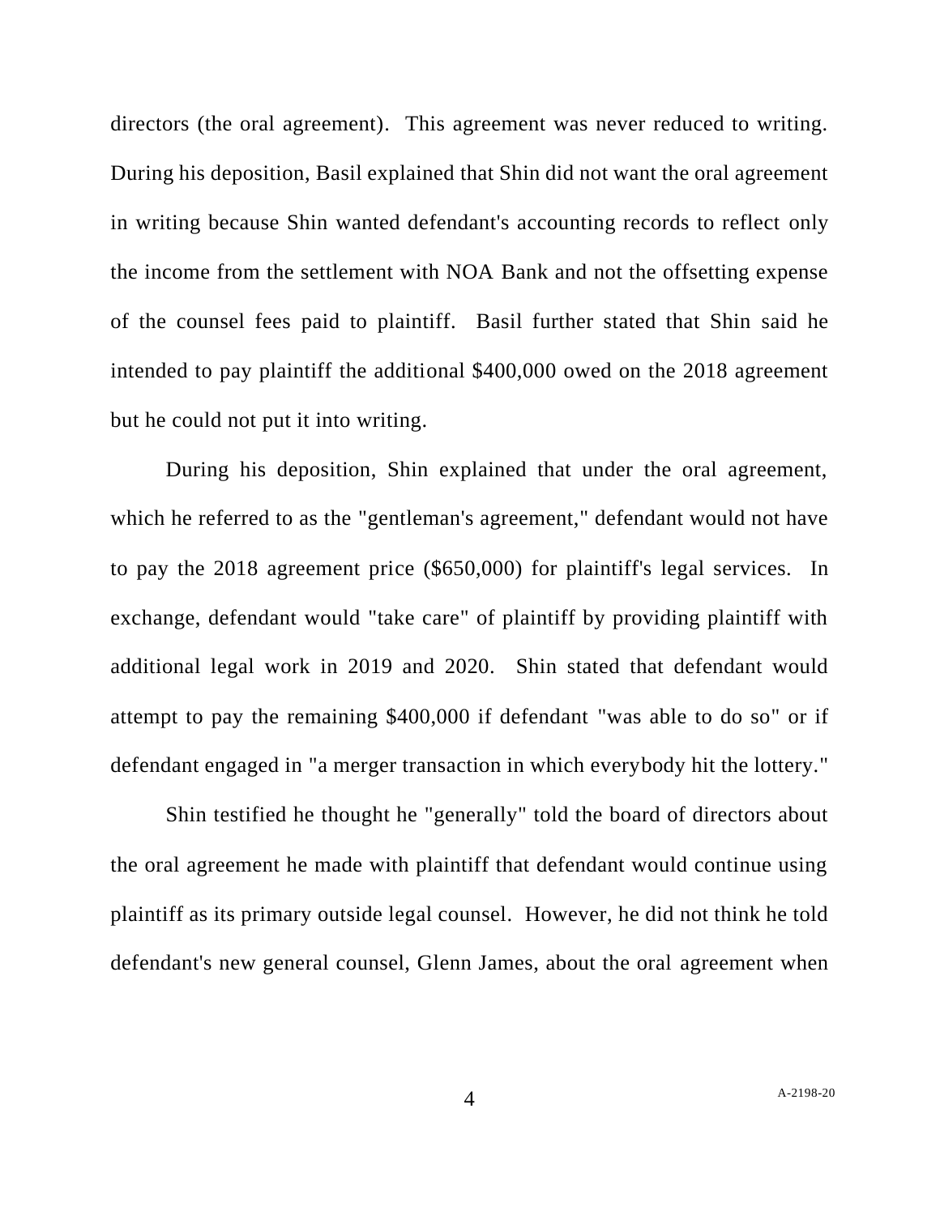directors (the oral agreement). This agreement was never reduced to writing. During his deposition, Basil explained that Shin did not want the oral agreement in writing because Shin wanted defendant's accounting records to reflect only the income from the settlement with NOA Bank and not the offsetting expense of the counsel fees paid to plaintiff. Basil further stated that Shin said he intended to pay plaintiff the additional $400,000 owed on the 2018 agreement but he could not put it into writing.

During his deposition, Shin explained that under the oral agreement, which he referred to as the "gentleman's agreement," defendant would not have to pay the 2018 agreement price ($650,000) for plaintiff's legal services. In exchange, defendant would "take care" of plaintiff by providing plaintiff with additional legal work in 2019 and 2020. Shin stated that defendant would attempt to pay the remaining $400,000 if defendant "was able to do so" or if defendant engaged in "a merger transaction in which everybody hit the lottery."

Shin testified he thought he "generally" told the board of directors about the oral agreement he made with plaintiff that defendant would continue using plaintiff as its primary outside legal counsel. However, he did not think he told defendant's new general counsel, Glenn James, about the oral agreement when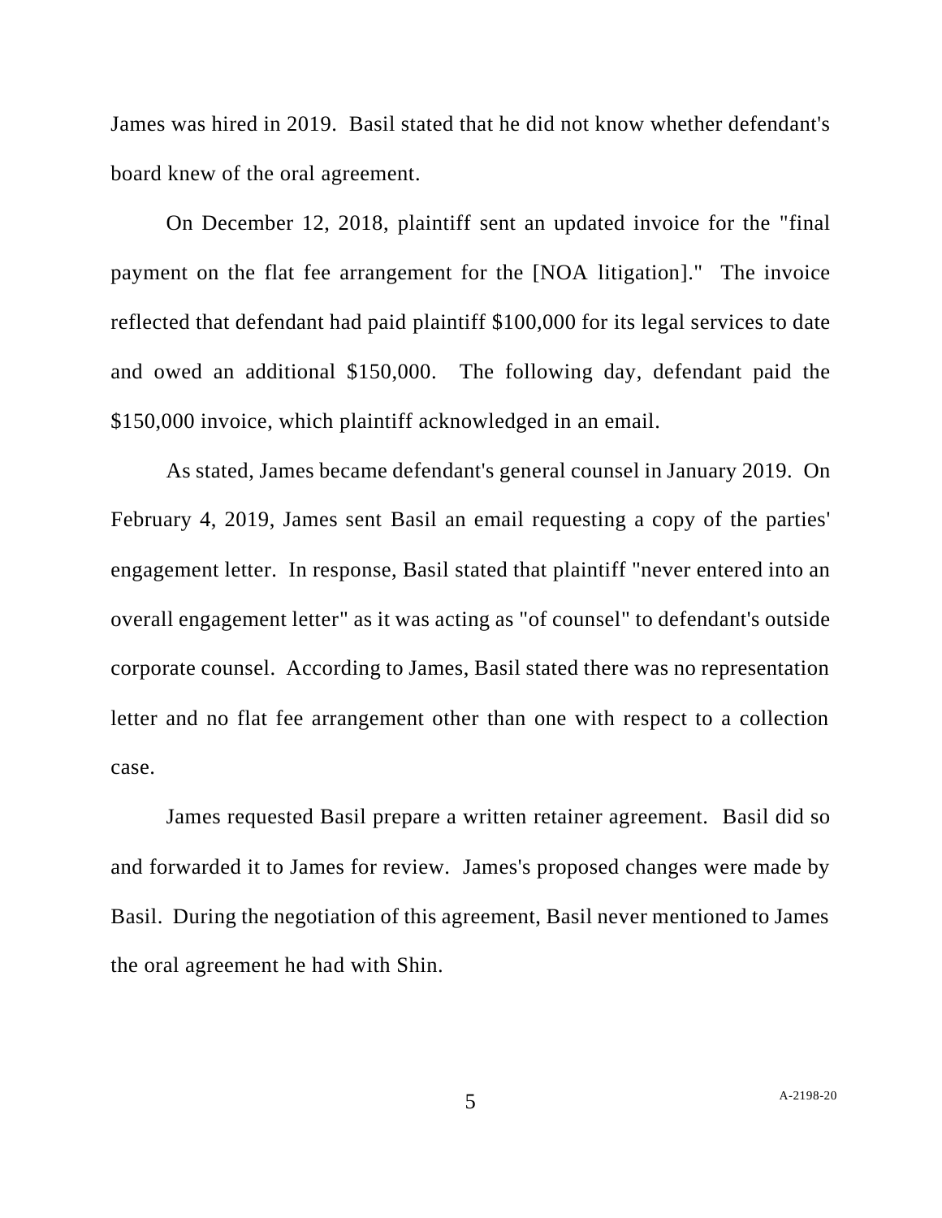James was hired in 2019. Basil stated that he did not know whether defendant's board knew of the oral agreement.

On December 12, 2018, plaintiff sent an updated invoice for the "final payment on the flat fee arrangement for the [NOA litigation]." The invoice reflected that defendant had paid plaintiff $100,000 for its legal services to date and owed an additional $150,000. The following day, defendant paid the $150,000 invoice, which plaintiff acknowledged in an email.

As stated, James became defendant's general counsel in January 2019. On February 4, 2019, James sent Basil an email requesting a copy of the parties' engagement letter. In response, Basil stated that plaintiff "never entered into an overall engagement letter" as it was acting as "of counsel" to defendant's outside corporate counsel. According to James, Basil stated there was no representation letter and no flat fee arrangement other than one with respect to a collection case.

James requested Basil prepare a written retainer agreement. Basil did so and forwarded it to James for review. James's proposed changes were made by Basil. During the negotiation of this agreement, Basil never mentioned to James the oral agreement he had with Shin.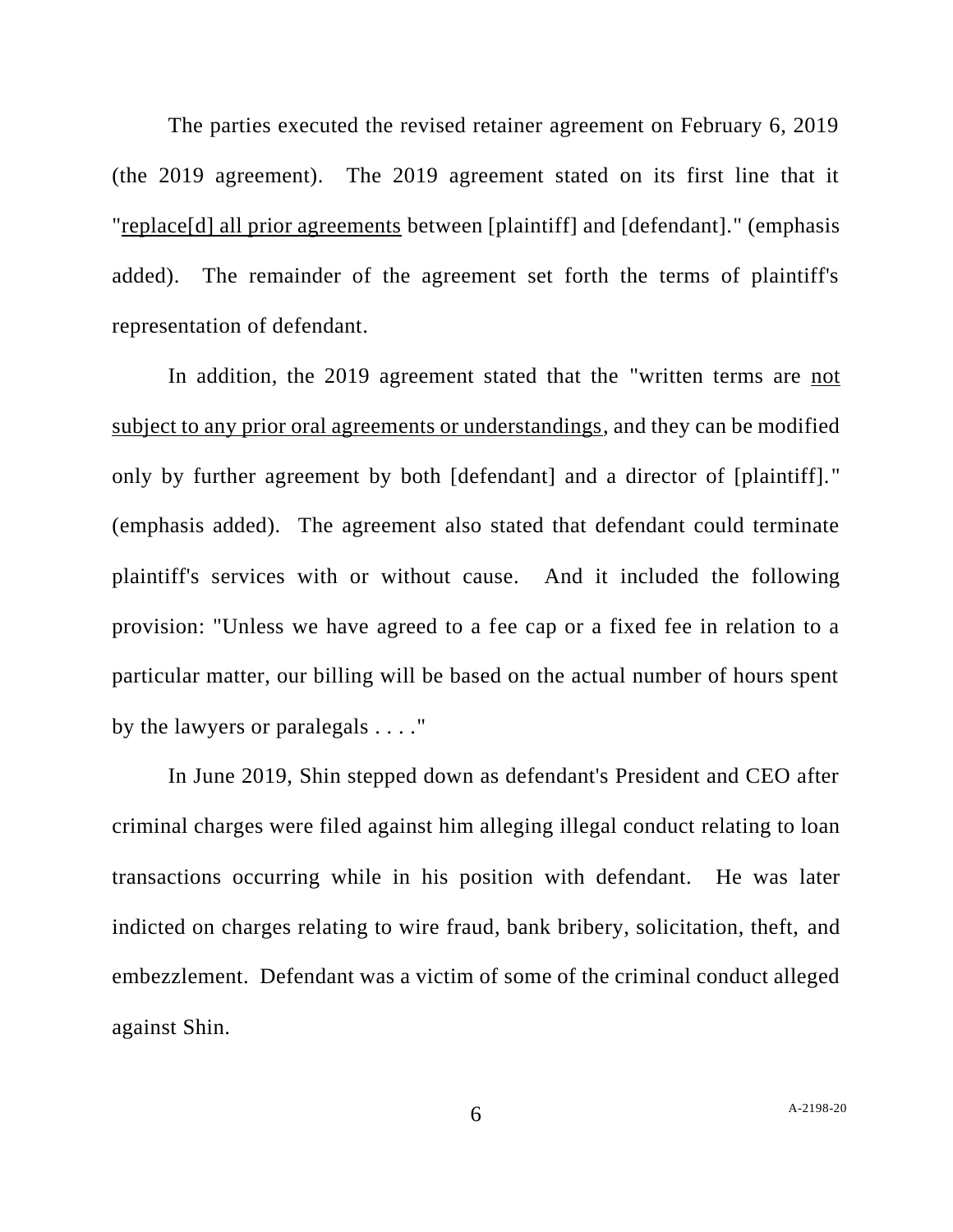The parties executed the revised retainer agreement on February 6, 2019 (the 2019 agreement). The 2019 agreement stated on its first line that it "<u>replace[d] all prior agreements</u> between [plaintiff] and [defendant]." (emphasis added). The remainder of the agreement set forth the terms of plaintiff's representation of defendant.

In addition, the 2019 agreement stated that the "written terms are <u>not subject to any prior oral agreements or understandings</u>, and they can be modified only by further agreement by both [defendant] and a director of [plaintiff]." (emphasis added). The agreement also stated that defendant could terminate plaintiff's services with or without cause. And it included the following provision: "Unless we have agreed to a fee cap or a fixed fee in relation to a particular matter, our billing will be based on the actual number of hours spent by the lawyers or paralegals . . . ."

In June 2019, Shin stepped down as defendant's President and CEO after criminal charges were filed against him alleging illegal conduct relating to loan transactions occurring while in his position with defendant. He was later indicted on charges relating to wire fraud, bank bribery, solicitation, theft, and embezzlement. Defendant was a victim of some of the criminal conduct alleged against Shin.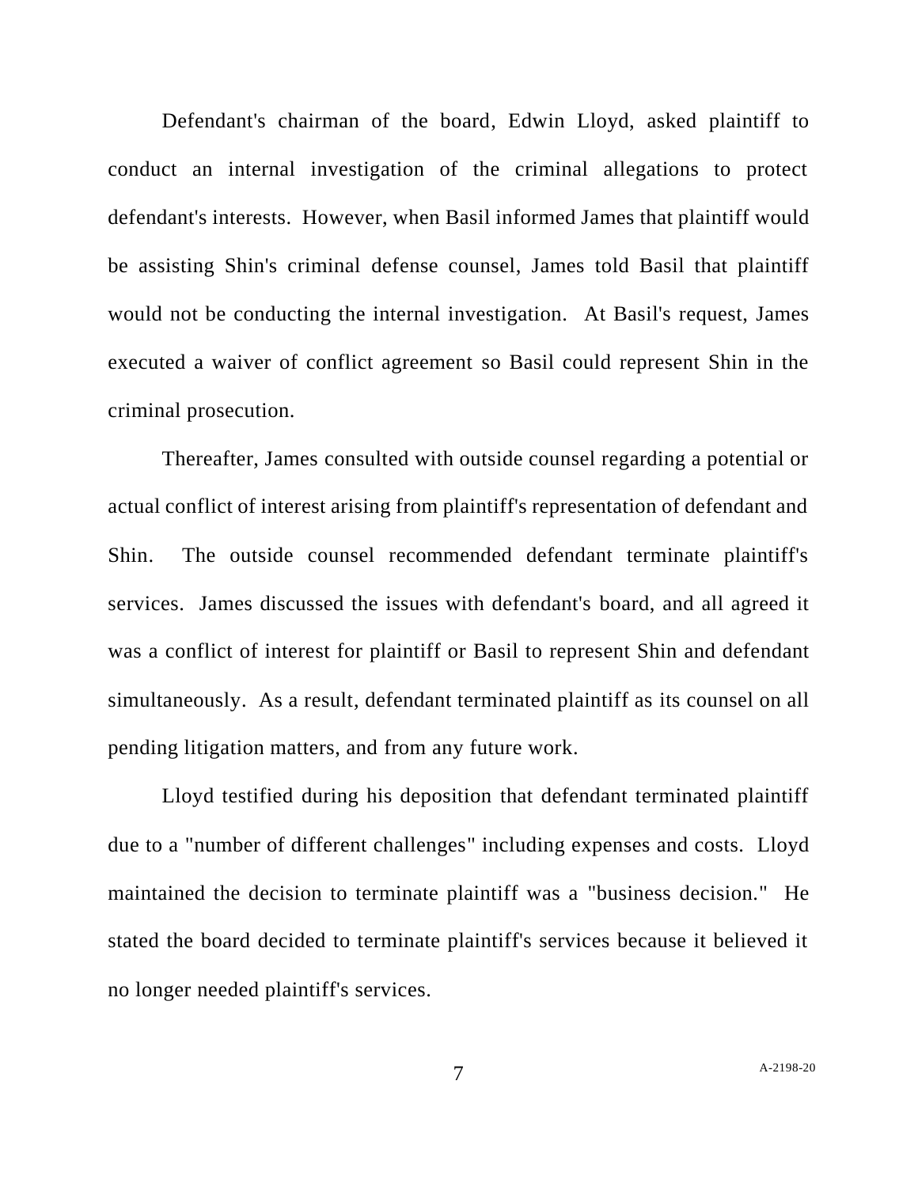Defendant's chairman of the board, Edwin Lloyd, asked plaintiff to conduct an internal investigation of the criminal allegations to protect defendant's interests. However, when Basil informed James that plaintiff would be assisting Shin's criminal defense counsel, James told Basil that plaintiff would not be conducting the internal investigation. At Basil's request, James executed a waiver of conflict agreement so Basil could represent Shin in the criminal prosecution.

Thereafter, James consulted with outside counsel regarding a potential or actual conflict of interest arising from plaintiff's representation of defendant and Shin. The outside counsel recommended defendant terminate plaintiff's services. James discussed the issues with defendant's board, and all agreed it was a conflict of interest for plaintiff or Basil to represent Shin and defendant simultaneously. As a result, defendant terminated plaintiff as its counsel on all pending litigation matters, and from any future work.

Lloyd testified during his deposition that defendant terminated plaintiff due to a "number of different challenges" including expenses and costs. Lloyd maintained the decision to terminate plaintiff was a "business decision." He stated the board decided to terminate plaintiff's services because it believed it no longer needed plaintiff's services.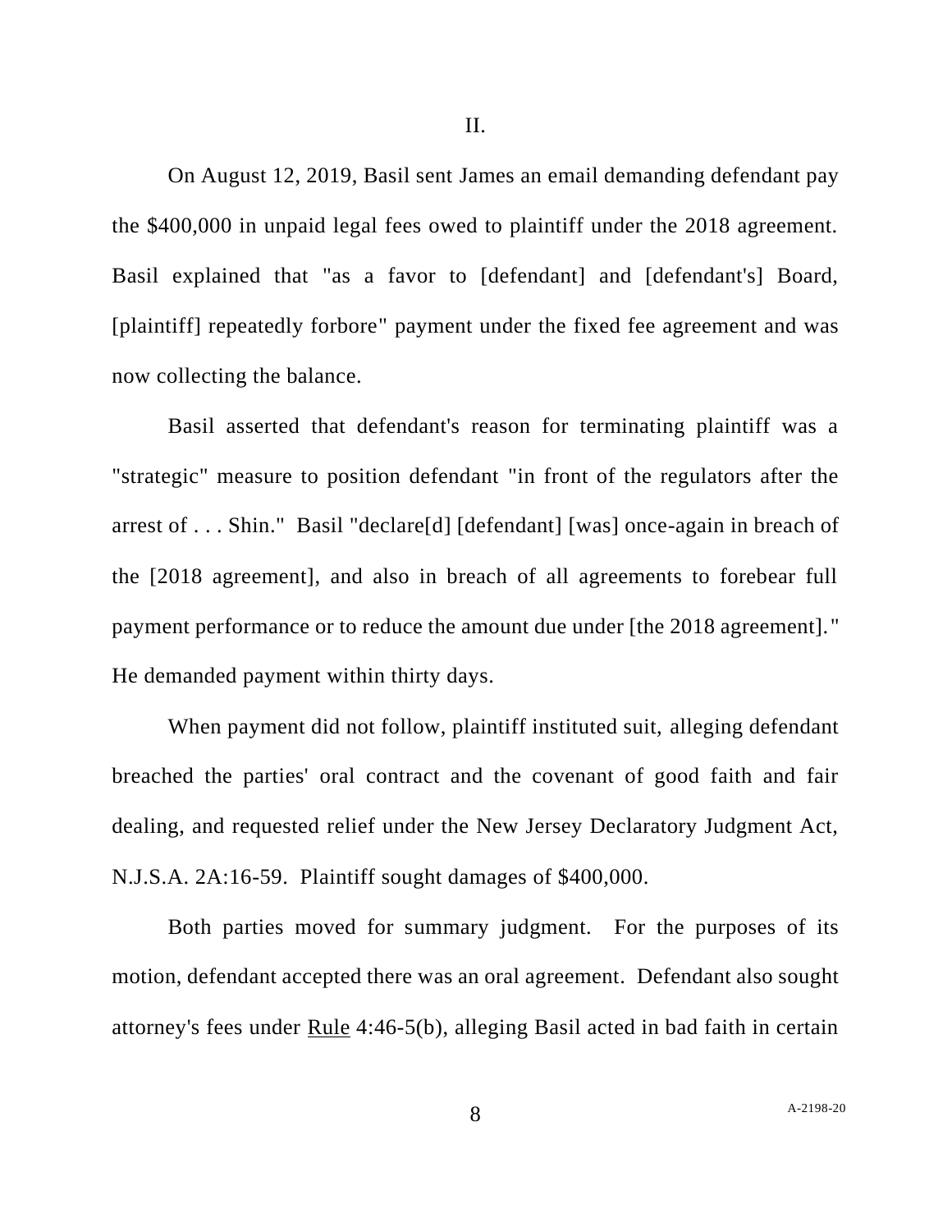II.

On August 12, 2019, Basil sent James an email demanding defendant pay the $400,000 in unpaid legal fees owed to plaintiff under the 2018 agreement. Basil explained that "as a favor to [defendant] and [defendant's] Board, [plaintiff] repeatedly forbore" payment under the fixed fee agreement and was now collecting the balance.

Basil asserted that defendant's reason for terminating plaintiff was a "strategic" measure to position defendant "in front of the regulators after the arrest of . . . Shin." Basil "declare[d] [defendant] [was] once-again in breach of the [2018 agreement], and also in breach of all agreements to forebear full payment performance or to reduce the amount due under [the 2018 agreement]." He demanded payment within thirty days.

When payment did not follow, plaintiff instituted suit, alleging defendant breached the parties' oral contract and the covenant of good faith and fair dealing, and requested relief under the New Jersey Declaratory Judgment Act, N.J.S.A. 2A:16-59. Plaintiff sought damages of $400,000.

Both parties moved for summary judgment. For the purposes of its motion, defendant accepted there was an oral agreement. Defendant also sought attorney's fees under Rule 4:46-5(b), alleging Basil acted in bad faith in certain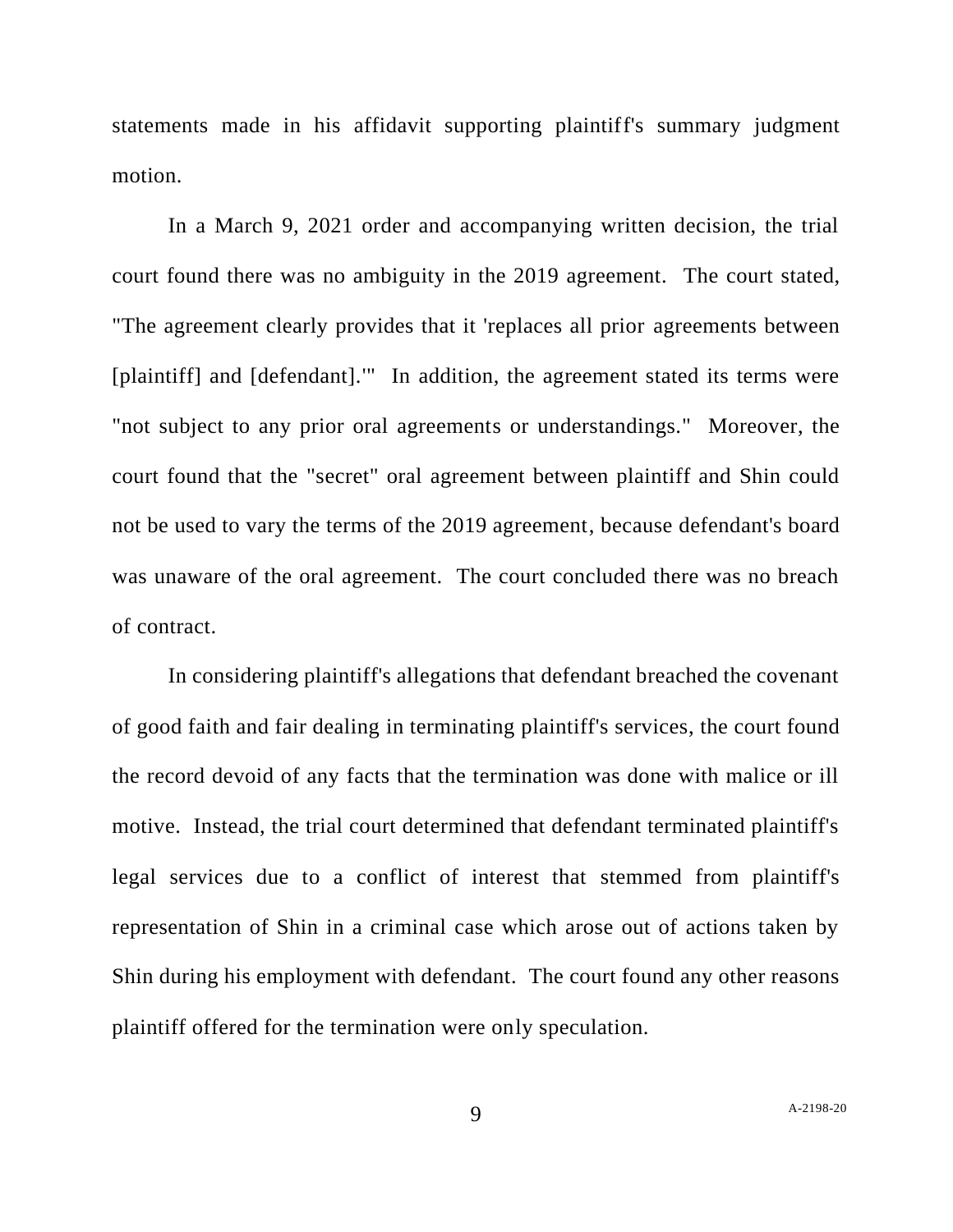statements made in his affidavit supporting plaintiff's summary judgment motion.

In a March 9, 2021 order and accompanying written decision, the trial court found there was no ambiguity in the 2019 agreement. The court stated, "The agreement clearly provides that it 'replaces all prior agreements between [plaintiff] and [defendant].'" In addition, the agreement stated its terms were "not subject to any prior oral agreements or understandings." Moreover, the court found that the "secret" oral agreement between plaintiff and Shin could not be used to vary the terms of the 2019 agreement, because defendant's board was unaware of the oral agreement. The court concluded there was no breach of contract.

In considering plaintiff's allegations that defendant breached the covenant of good faith and fair dealing in terminating plaintiff's services, the court found the record devoid of any facts that the termination was done with malice or ill motive. Instead, the trial court determined that defendant terminated plaintiff's legal services due to a conflict of interest that stemmed from plaintiff's representation of Shin in a criminal case which arose out of actions taken by Shin during his employment with defendant. The court found any other reasons plaintiff offered for the termination were only speculation.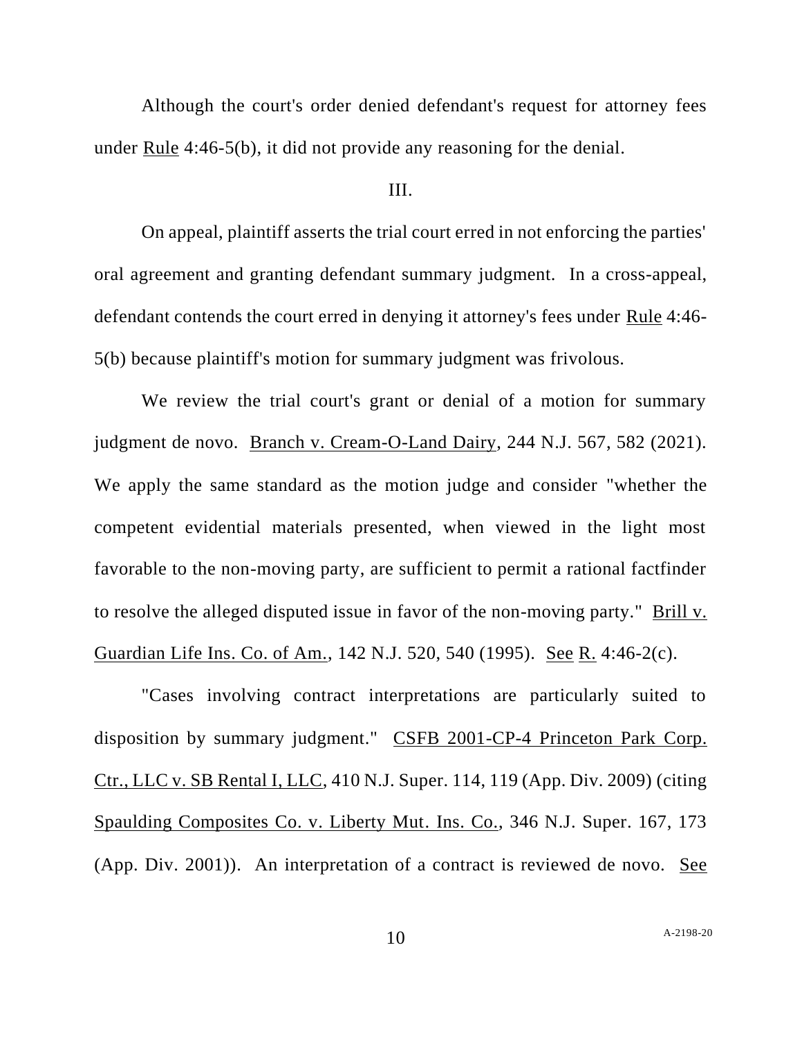Although the court's order denied defendant's request for attorney fees under Rule 4:46-5(b), it did not provide any reasoning for the denial.

III.

On appeal, plaintiff asserts the trial court erred in not enforcing the parties' oral agreement and granting defendant summary judgment. In a cross-appeal, defendant contends the court erred in denying it attorney's fees under Rule 4:46-5(b) because plaintiff's motion for summary judgment was frivolous.

We review the trial court's grant or denial of a motion for summary judgment de novo. Branch v. Cream-O-Land Dairy, 244 N.J. 567, 582 (2021). We apply the same standard as the motion judge and consider "whether the competent evidential materials presented, when viewed in the light most favorable to the non-moving party, are sufficient to permit a rational factfinder to resolve the alleged disputed issue in favor of the non-moving party." Brill v. Guardian Life Ins. Co. of Am., 142 N.J. 520, 540 (1995). See R. 4:46-2(c).

"Cases involving contract interpretations are particularly suited to disposition by summary judgment." CSFB 2001-CP-4 Princeton Park Corp. Ctr., LLC v. SB Rental I, LLC, 410 N.J. Super. 114, 119 (App. Div. 2009) (citing Spaulding Composites Co. v. Liberty Mut. Ins. Co., 346 N.J. Super. 167, 173 (App. Div. 2001)). An interpretation of a contract is reviewed de novo. See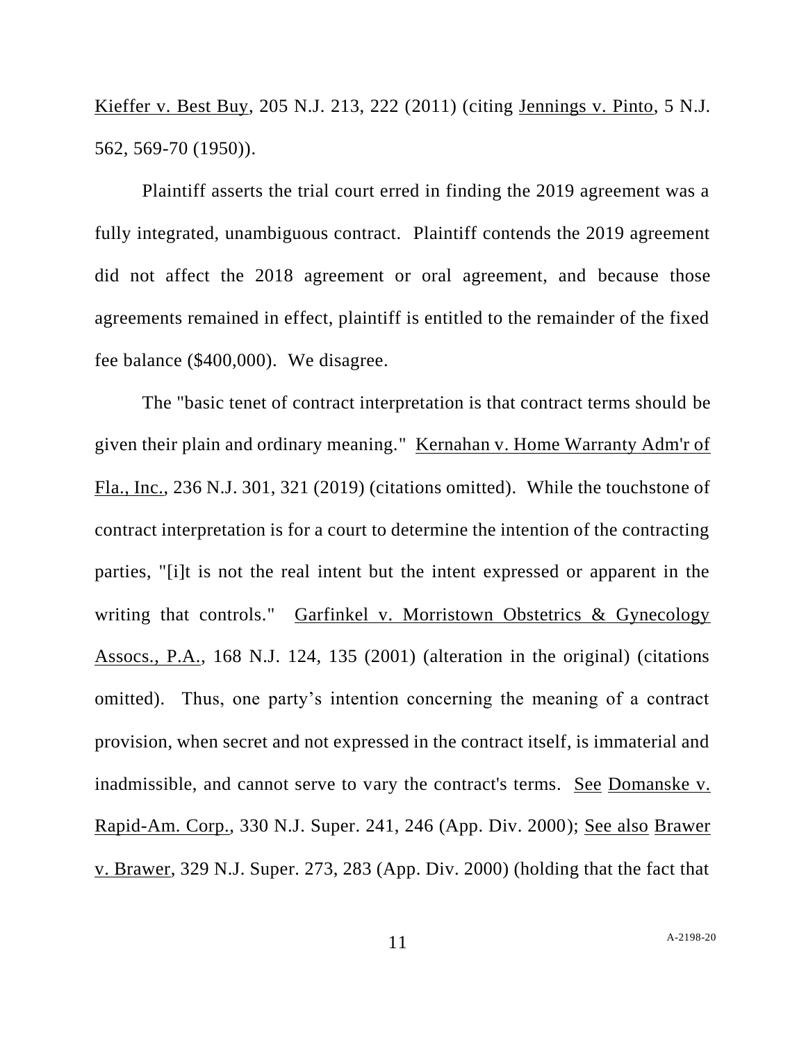Kieffer v. Best Buy, 205 N.J. 213, 222 (2011) (citing Jennings v. Pinto, 5 N.J. 562, 569-70 (1950)).

Plaintiff asserts the trial court erred in finding the 2019 agreement was a fully integrated, unambiguous contract. Plaintiff contends the 2019 agreement did not affect the 2018 agreement or oral agreement, and because those agreements remained in effect, plaintiff is entitled to the remainder of the fixed fee balance ($400,000). We disagree.

The "basic tenet of contract interpretation is that contract terms should be given their plain and ordinary meaning." Kernahan v. Home Warranty Adm'r of Fla., Inc., 236 N.J. 301, 321 (2019) (citations omitted). While the touchstone of contract interpretation is for a court to determine the intention of the contracting parties, "[i]t is not the real intent but the intent expressed or apparent in the writing that controls." Garfinkel v. Morristown Obstetrics & Gynecology Assocs., P.A., 168 N.J. 124, 135 (2001) (alteration in the original) (citations omitted). Thus, one party's intention concerning the meaning of a contract provision, when secret and not expressed in the contract itself, is immaterial and inadmissible, and cannot serve to vary the contract's terms. See Domanske v. Rapid-Am. Corp., 330 N.J. Super. 241, 246 (App. Div. 2000); See also Brawer v. Brawer, 329 N.J. Super. 273, 283 (App. Div. 2000) (holding that the fact that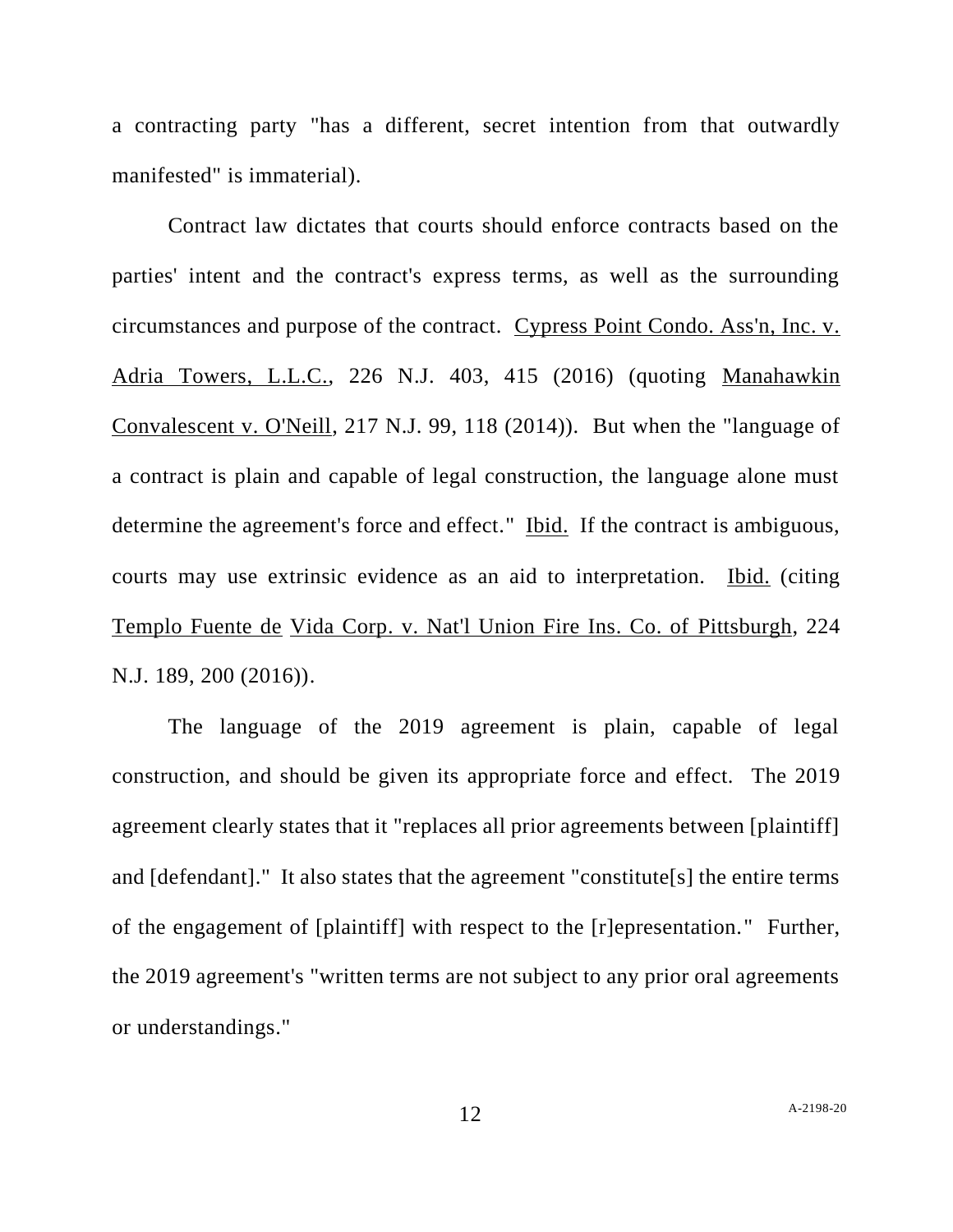a contracting party "has a different, secret intention from that outwardly manifested" is immaterial).

Contract law dictates that courts should enforce contracts based on the parties' intent and the contract's express terms, as well as the surrounding circumstances and purpose of the contract. Cypress Point Condo. Ass'n, Inc. v. Adria Towers, L.L.C., 226 N.J. 403, 415 (2016) (quoting Manahawkin Convalescent v. O'Neill, 217 N.J. 99, 118 (2014)). But when the "language of a contract is plain and capable of legal construction, the language alone must determine the agreement's force and effect." Ibid. If the contract is ambiguous, courts may use extrinsic evidence as an aid to interpretation. Ibid. (citing Templo Fuente de Vida Corp. v. Nat'l Union Fire Ins. Co. of Pittsburgh, 224 N.J. 189, 200 (2016)).

The language of the 2019 agreement is plain, capable of legal construction, and should be given its appropriate force and effect. The 2019 agreement clearly states that it "replaces all prior agreements between [plaintiff] and [defendant]." It also states that the agreement "constitute[s] the entire terms of the engagement of [plaintiff] with respect to the [r]epresentation." Further, the 2019 agreement's "written terms are not subject to any prior oral agreements or understandings."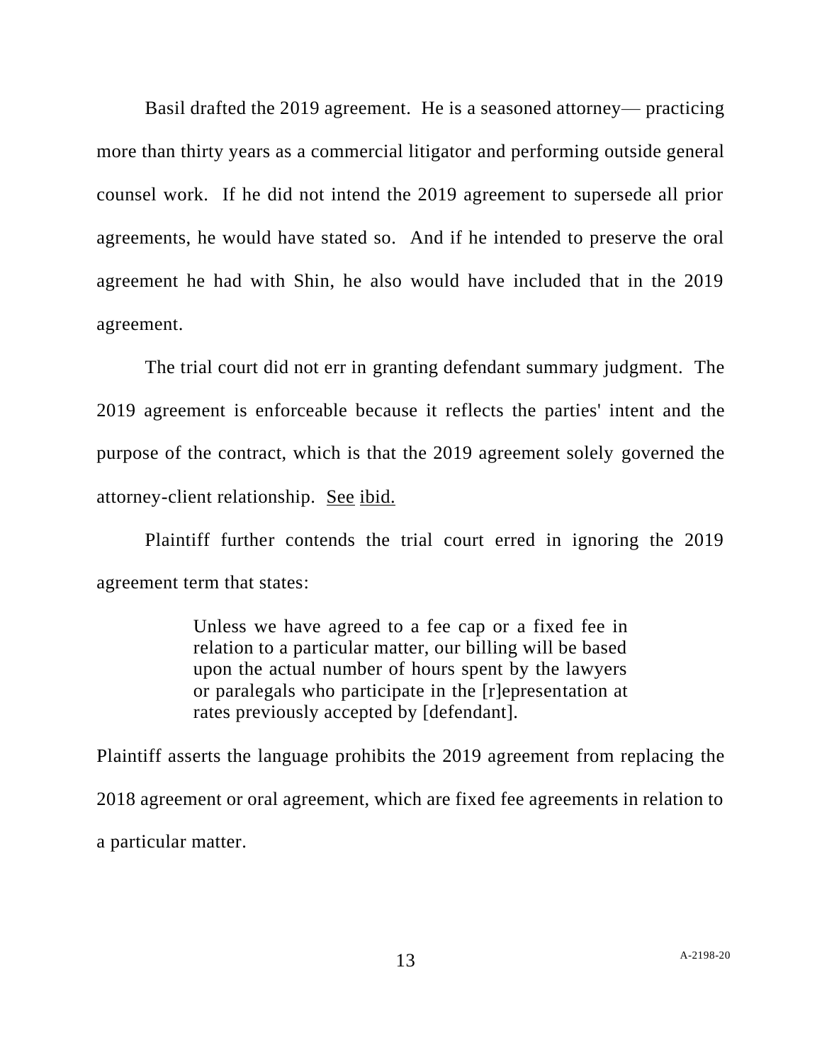Basil drafted the 2019 agreement. He is a seasoned attorney— practicing more than thirty years as a commercial litigator and performing outside general counsel work. If he did not intend the 2019 agreement to supersede all prior agreements, he would have stated so. And if he intended to preserve the oral agreement he had with Shin, he also would have included that in the 2019 agreement.

The trial court did not err in granting defendant summary judgment. The 2019 agreement is enforceable because it reflects the parties' intent and the purpose of the contract, which is that the 2019 agreement solely governed the attorney-client relationship. See ibid.

Plaintiff further contends the trial court erred in ignoring the 2019 agreement term that states:

> Unless we have agreed to a fee cap or a fixed fee in relation to a particular matter, our billing will be based upon the actual number of hours spent by the lawyers or paralegals who participate in the [r]epresentation at rates previously accepted by [defendant].

Plaintiff asserts the language prohibits the 2019 agreement from replacing the 2018 agreement or oral agreement, which are fixed fee agreements in relation to a particular matter.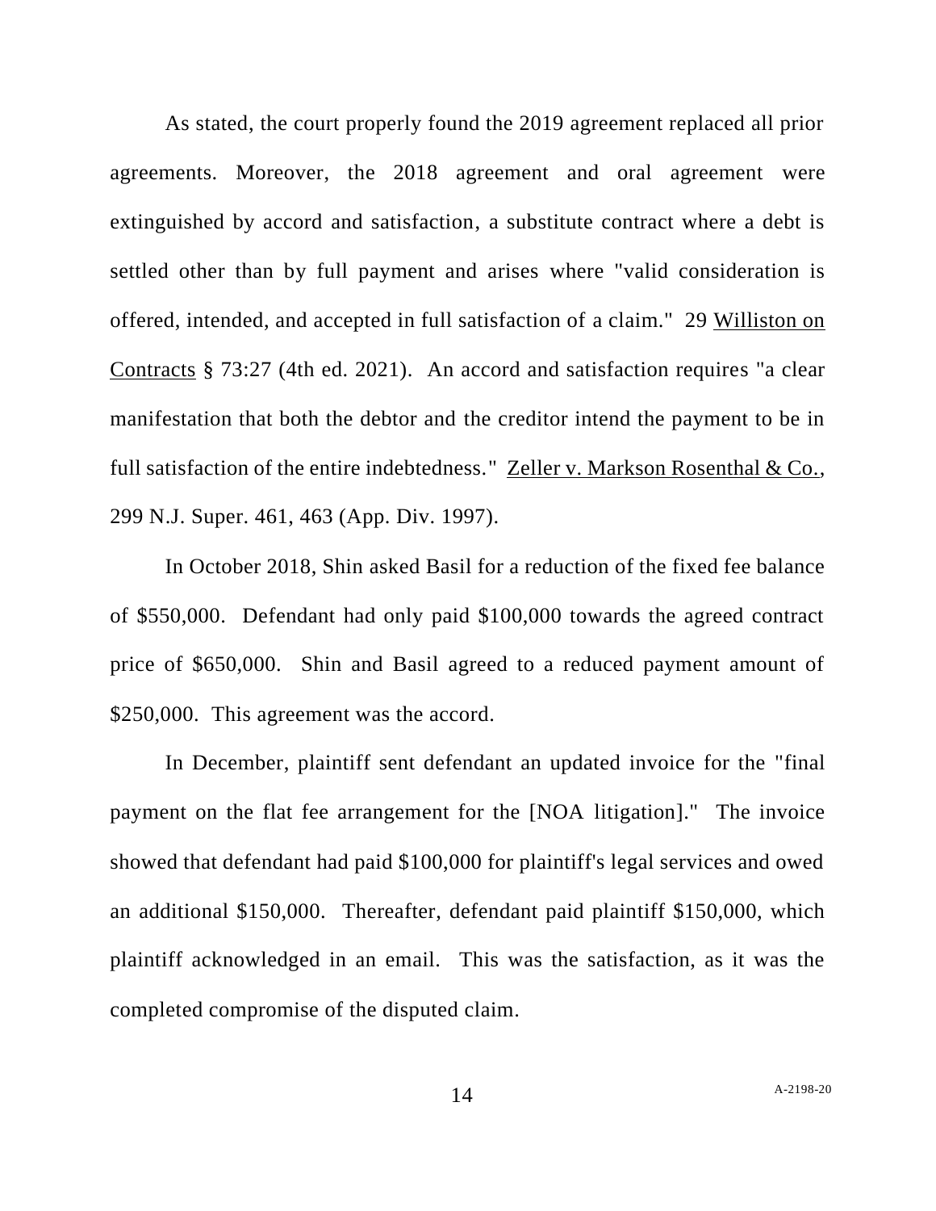As stated, the court properly found the 2019 agreement replaced all prior agreements. Moreover, the 2018 agreement and oral agreement were extinguished by accord and satisfaction, a substitute contract where a debt is settled other than by full payment and arises where "valid consideration is offered, intended, and accepted in full satisfaction of a claim." 29 Williston on Contracts § 73:27 (4th ed. 2021). An accord and satisfaction requires "a clear manifestation that both the debtor and the creditor intend the payment to be in full satisfaction of the entire indebtedness." Zeller v. Markson Rosenthal & Co., 299 N.J. Super. 461, 463 (App. Div. 1997).

In October 2018, Shin asked Basil for a reduction of the fixed fee balance of $550,000. Defendant had only paid $100,000 towards the agreed contract price of $650,000. Shin and Basil agreed to a reduced payment amount of $250,000. This agreement was the accord.

In December, plaintiff sent defendant an updated invoice for the "final payment on the flat fee arrangement for the [NOA litigation]." The invoice showed that defendant had paid $100,000 for plaintiff's legal services and owed an additional $150,000. Thereafter, defendant paid plaintiff $150,000, which plaintiff acknowledged in an email. This was the satisfaction, as it was the completed compromise of the disputed claim.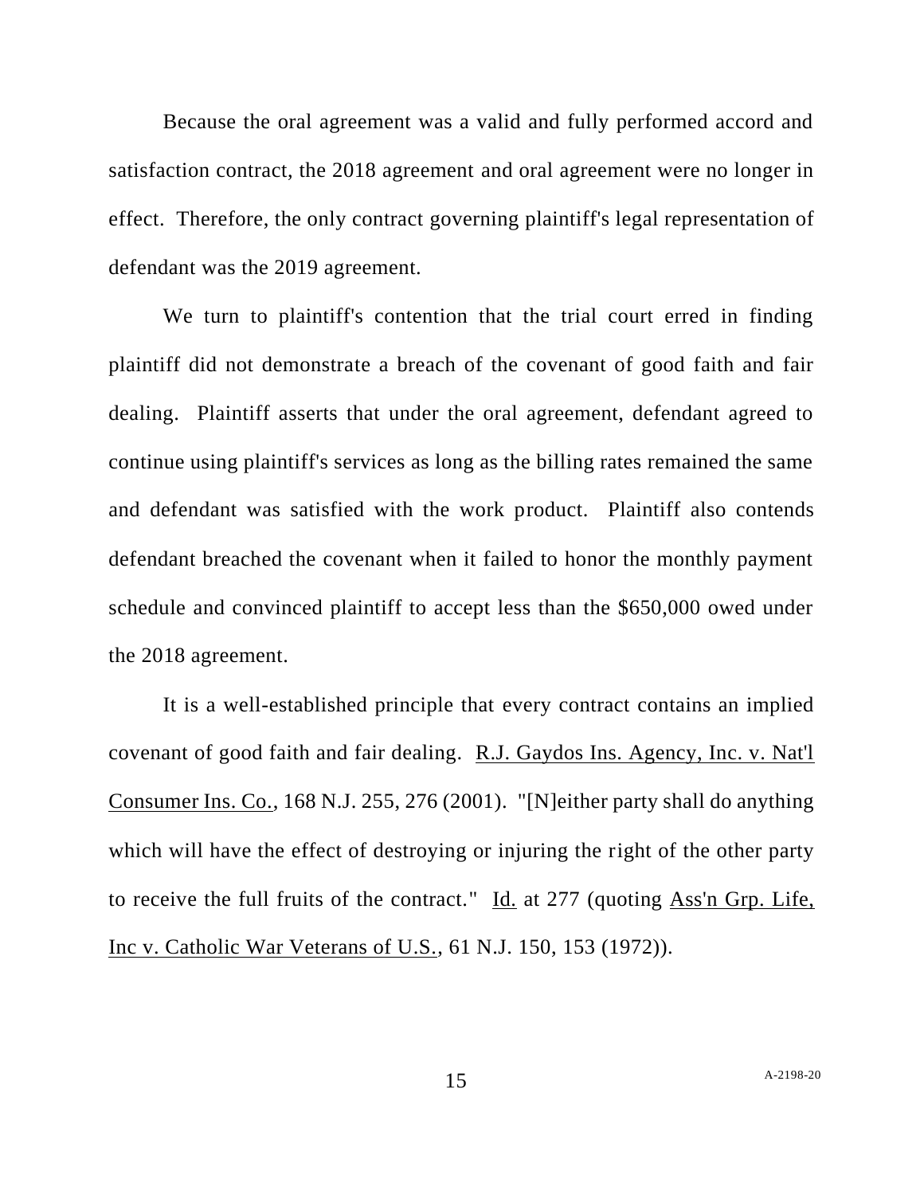Because the oral agreement was a valid and fully performed accord and satisfaction contract, the 2018 agreement and oral agreement were no longer in effect. Therefore, the only contract governing plaintiff's legal representation of defendant was the 2019 agreement.

We turn to plaintiff's contention that the trial court erred in finding plaintiff did not demonstrate a breach of the covenant of good faith and fair dealing. Plaintiff asserts that under the oral agreement, defendant agreed to continue using plaintiff's services as long as the billing rates remained the same and defendant was satisfied with the work product. Plaintiff also contends defendant breached the covenant when it failed to honor the monthly payment schedule and convinced plaintiff to accept less than the $650,000 owed under the 2018 agreement.

It is a well-established principle that every contract contains an implied covenant of good faith and fair dealing. R.J. Gaydos Ins. Agency, Inc. v. Nat'l Consumer Ins. Co., 168 N.J. 255, 276 (2001). "[N]either party shall do anything which will have the effect of destroying or injuring the right of the other party to receive the full fruits of the contract." Id. at 277 (quoting Ass'n Grp. Life, Inc v. Catholic War Veterans of U.S., 61 N.J. 150, 153 (1972)).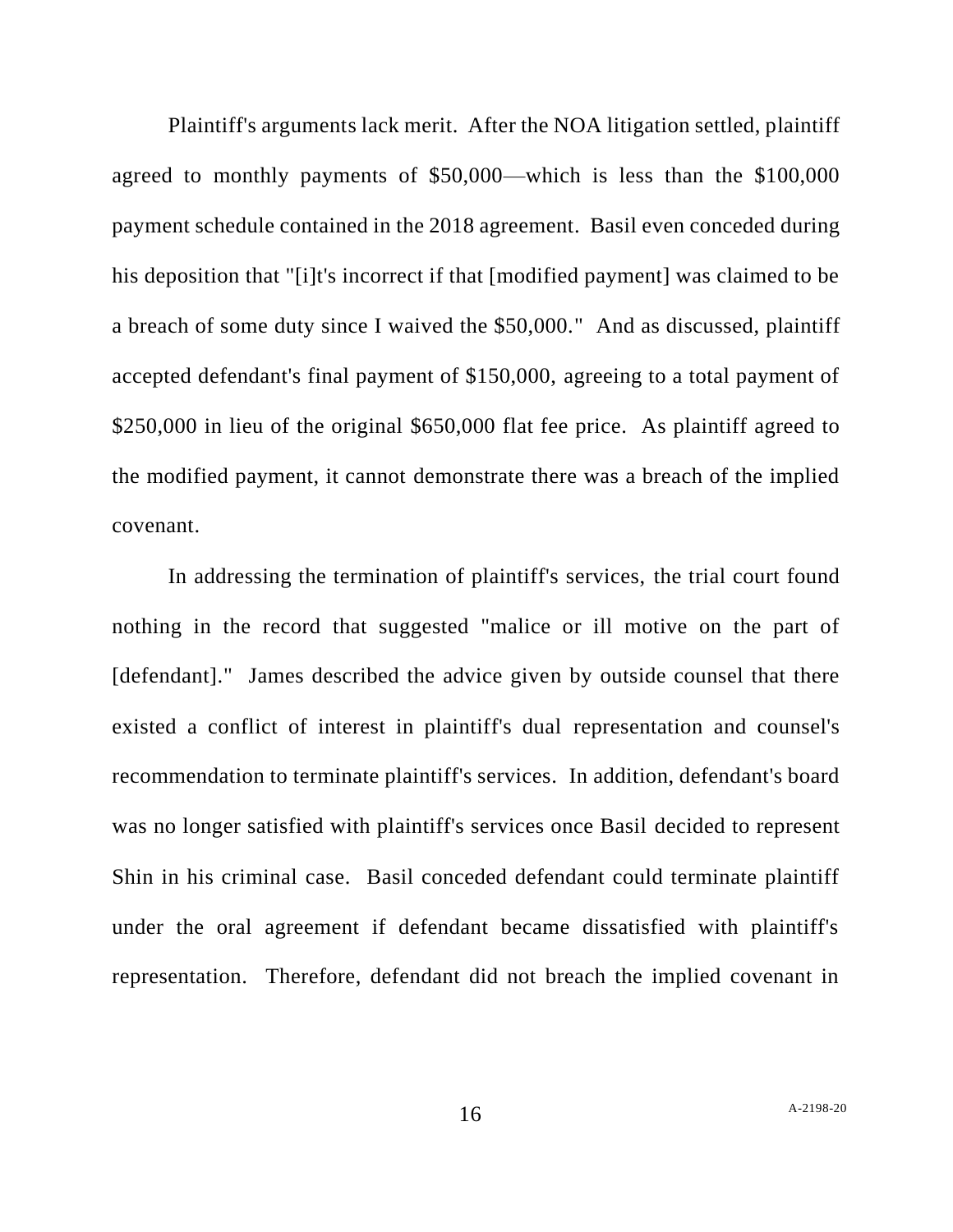Plaintiff's arguments lack merit. After the NOA litigation settled, plaintiff agreed to monthly payments of $50,000—which is less than the $100,000 payment schedule contained in the 2018 agreement. Basil even conceded during his deposition that "[i]t's incorrect if that [modified payment] was claimed to be a breach of some duty since I waived the $50,000." And as discussed, plaintiff accepted defendant's final payment of $150,000, agreeing to a total payment of $250,000 in lieu of the original $650,000 flat fee price. As plaintiff agreed to the modified payment, it cannot demonstrate there was a breach of the implied covenant.

In addressing the termination of plaintiff's services, the trial court found nothing in the record that suggested "malice or ill motive on the part of [defendant]." James described the advice given by outside counsel that there existed a conflict of interest in plaintiff's dual representation and counsel's recommendation to terminate plaintiff's services. In addition, defendant's board was no longer satisfied with plaintiff's services once Basil decided to represent Shin in his criminal case. Basil conceded defendant could terminate plaintiff under the oral agreement if defendant became dissatisfied with plaintiff's representation. Therefore, defendant did not breach the implied covenant in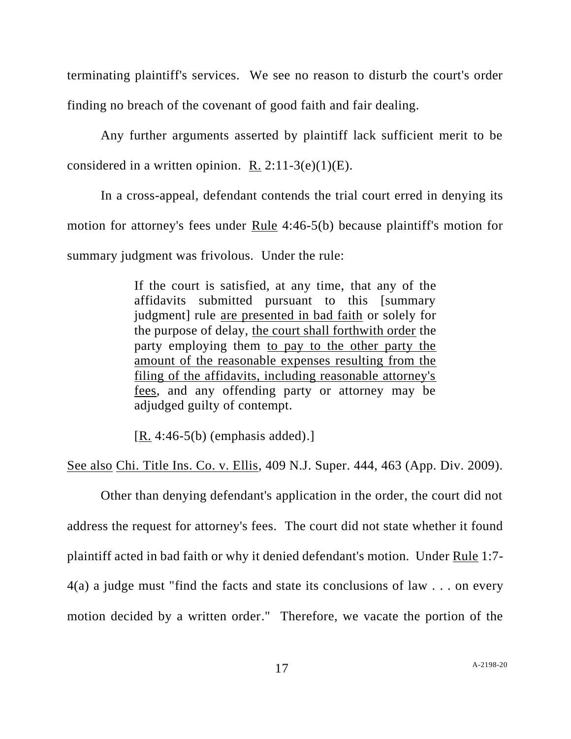terminating plaintiff's services. We see no reason to disturb the court's order finding no breach of the covenant of good faith and fair dealing.

Any further arguments asserted by plaintiff lack sufficient merit to be considered in a written opinion. R. 2:11-3(e)(1)(E).

In a cross-appeal, defendant contends the trial court erred in denying its motion for attorney's fees under Rule 4:46-5(b) because plaintiff's motion for summary judgment was frivolous. Under the rule:

> If the court is satisfied, at any time, that any of the affidavits submitted pursuant to this [summary judgment] rule <u>are presented in bad faith</u> or solely for the purpose of delay, <u>the court shall forthwith order</u> the party employing them <u>to pay to the other party the amount of the reasonable expenses resulting from the filing of the affidavits, including reasonable attorney's fees</u>, and any offending party or attorney may be adjudged guilty of contempt.
>
> [R. 4:46-5(b) (emphasis added).]

See also Chi. Title Ins. Co. v. Ellis, 409 N.J. Super. 444, 463 (App. Div. 2009).

Other than denying defendant's application in the order, the court did not address the request for attorney's fees. The court did not state whether it found plaintiff acted in bad faith or why it denied defendant's motion. Under Rule 1:7-4(a) a judge must "find the facts and state its conclusions of law . . . on every motion decided by a written order." Therefore, we vacate the portion of the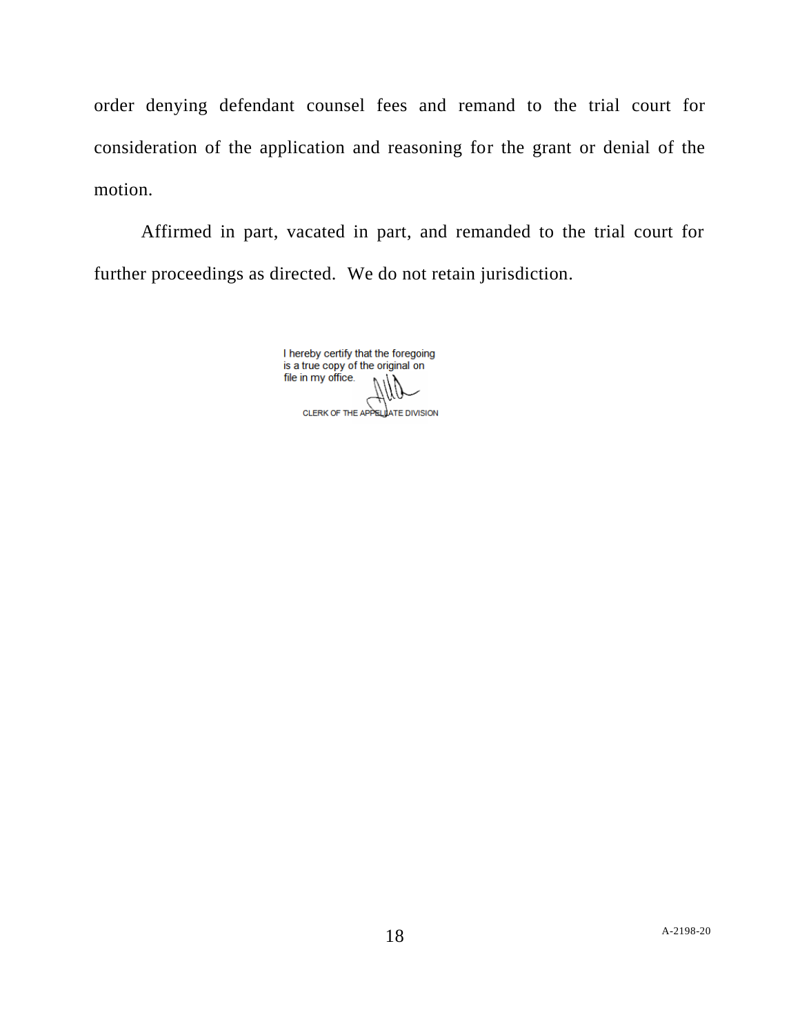order denying defendant counsel fees and remand to the trial court for consideration of the application and reasoning for the grant or denial of the motion.

Affirmed in part, vacated in part, and remanded to the trial court for further proceedings as directed. We do not retain jurisdiction.

I hereby certify that the foregoing is a true copy of the original on file in my office.

CLERK OF THE APPELLATE DIVISION